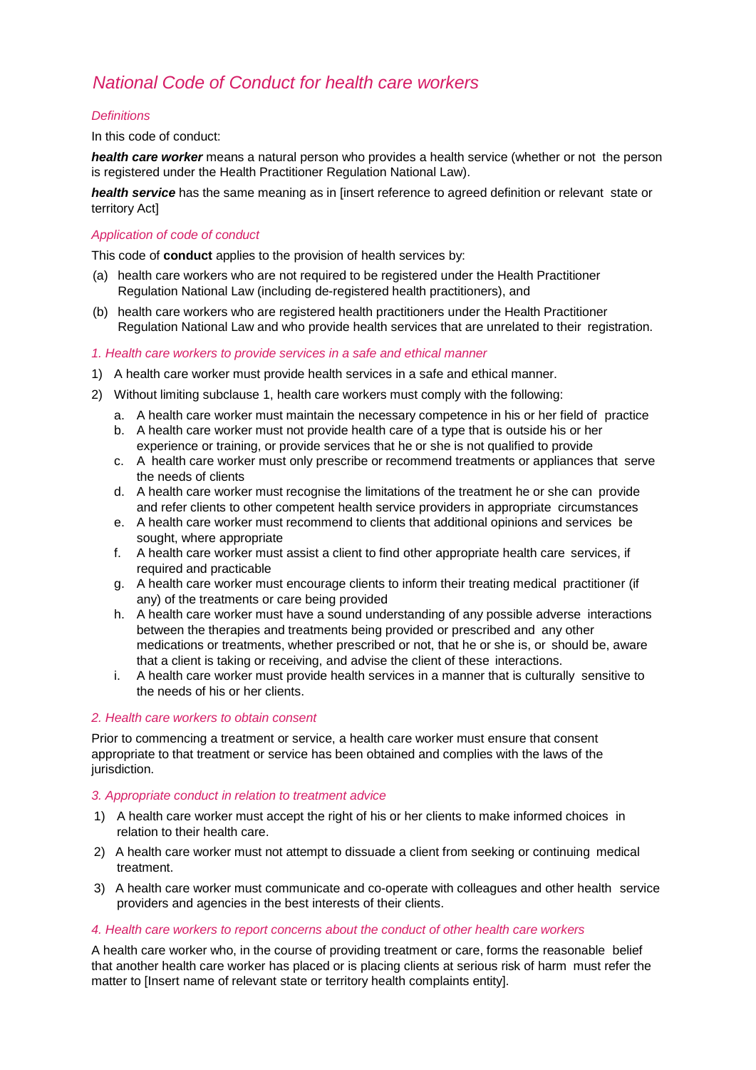# *National Code of Conduct for health care workers*

## *Definitions*

In this code of conduct:

***health care worker*** means a natural person who provides a health service (whether or not the person is registered under the Health Practitioner Regulation National Law).

***health service*** has the same meaning as in [insert reference to agreed definition or relevant state or territory Act]

## *Application of code of conduct*

This code of **conduct** applies to the provision of health services by:

(a) health care workers who are not required to be registered under the Health Practitioner Regulation National Law (including de-registered health practitioners), and

(b) health care workers who are registered health practitioners under the Health Practitioner Regulation National Law and who provide health services that are unrelated to their registration.

## *1. Health care workers to provide services in a safe and ethical manner*

1) A health care worker must provide health services in a safe and ethical manner.
2) Without limiting subclause 1, health care workers must comply with the following:
   a. A health care worker must maintain the necessary competence in his or her field of practice
   b. A health care worker must not provide health care of a type that is outside his or her experience or training, or provide services that he or she is not qualified to provide
   c. A health care worker must only prescribe or recommend treatments or appliances that serve the needs of clients
   d. A health care worker must recognise the limitations of the treatment he or she can provide and refer clients to other competent health service providers in appropriate circumstances
   e. A health care worker must recommend to clients that additional opinions and services be sought, where appropriate
   f. A health care worker must assist a client to find other appropriate health care services, if required and practicable
   g. A health care worker must encourage clients to inform their treating medical practitioner (if any) of the treatments or care being provided
   h. A health care worker must have a sound understanding of any possible adverse interactions between the therapies and treatments being provided or prescribed and any other medications or treatments, whether prescribed or not, that he or she is, or should be, aware that a client is taking or receiving, and advise the client of these interactions.
   i. A health care worker must provide health services in a manner that is culturally sensitive to the needs of his or her clients.

## *2. Health care workers to obtain consent*

Prior to commencing a treatment or service, a health care worker must ensure that consent appropriate to that treatment or service has been obtained and complies with the laws of the jurisdiction.

## *3. Appropriate conduct in relation to treatment advice*

1) A health care worker must accept the right of his or her clients to make informed choices in relation to their health care.
2) A health care worker must not attempt to dissuade a client from seeking or continuing medical treatment.
3) A health care worker must communicate and co-operate with colleagues and other health service providers and agencies in the best interests of their clients.

## *4. Health care workers to report concerns about the conduct of other health care workers*

A health care worker who, in the course of providing treatment or care, forms the reasonable belief that another health care worker has placed or is placing clients at serious risk of harm must refer the matter to [Insert name of relevant state or territory health complaints entity].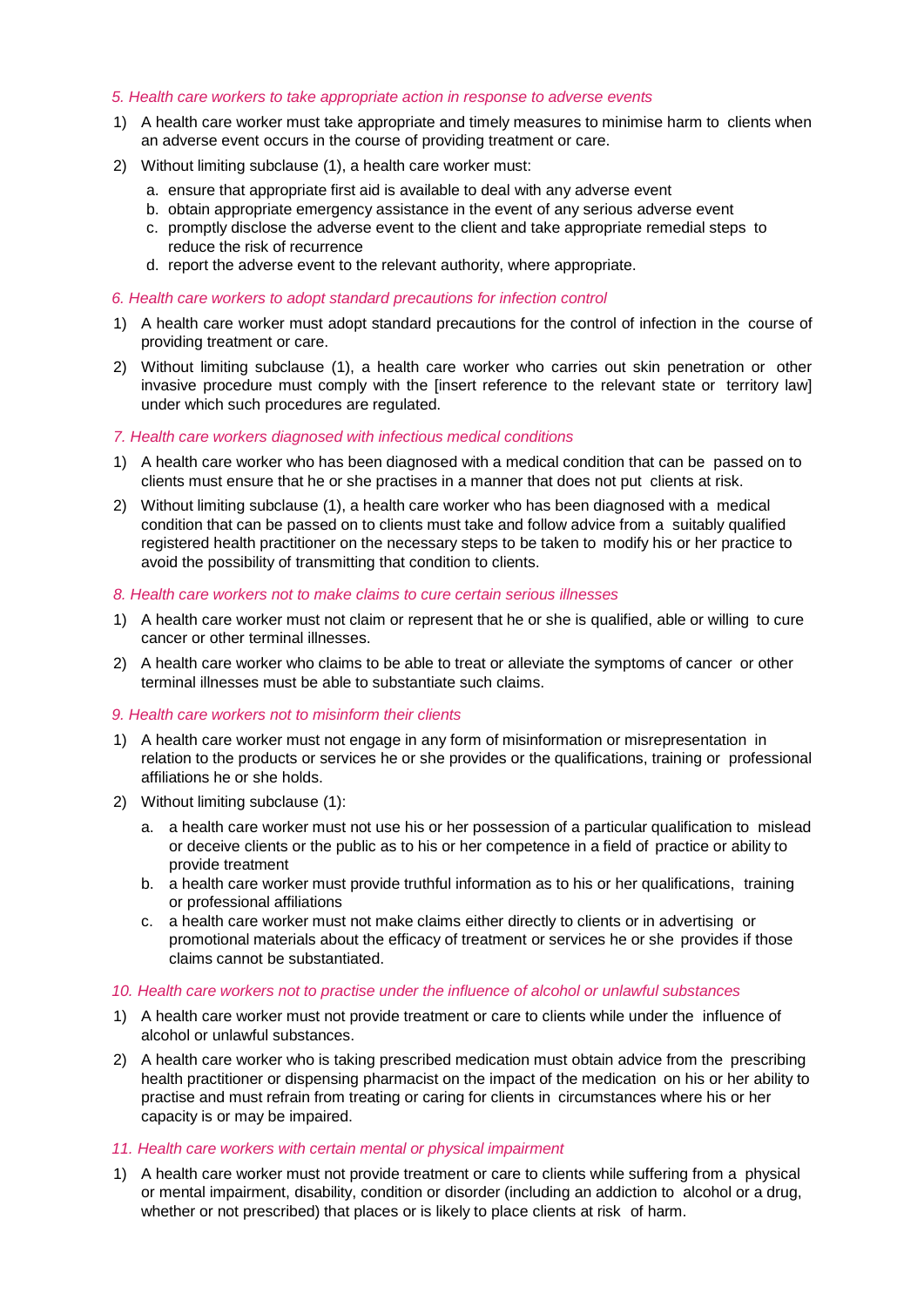*5. Health care workers to take appropriate action in response to adverse events*

1) A health care worker must take appropriate and timely measures to minimise harm to clients when an adverse event occurs in the course of providing treatment or care.
2) Without limiting subclause (1), a health care worker must:
   a. ensure that appropriate first aid is available to deal with any adverse event
   b. obtain appropriate emergency assistance in the event of any serious adverse event
   c. promptly disclose the adverse event to the client and take appropriate remedial steps to reduce the risk of recurrence
   d. report the adverse event to the relevant authority, where appropriate.

*6. Health care workers to adopt standard precautions for infection control*

1) A health care worker must adopt standard precautions for the control of infection in the course of providing treatment or care.
2) Without limiting subclause (1), a health care worker who carries out skin penetration or other invasive procedure must comply with the [insert reference to the relevant state or territory law] under which such procedures are regulated.

*7. Health care workers diagnosed with infectious medical conditions*

1) A health care worker who has been diagnosed with a medical condition that can be passed on to clients must ensure that he or she practises in a manner that does not put clients at risk.
2) Without limiting subclause (1), a health care worker who has been diagnosed with a medical condition that can be passed on to clients must take and follow advice from a suitably qualified registered health practitioner on the necessary steps to be taken to modify his or her practice to avoid the possibility of transmitting that condition to clients.

*8. Health care workers not to make claims to cure certain serious illnesses*

1) A health care worker must not claim or represent that he or she is qualified, able or willing to cure cancer or other terminal illnesses.
2) A health care worker who claims to be able to treat or alleviate the symptoms of cancer or other terminal illnesses must be able to substantiate such claims.

*9. Health care workers not to misinform their clients*

1) A health care worker must not engage in any form of misinformation or misrepresentation in relation to the products or services he or she provides or the qualifications, training or professional affiliations he or she holds.
2) Without limiting subclause (1):
   a. a health care worker must not use his or her possession of a particular qualification to mislead or deceive clients or the public as to his or her competence in a field of practice or ability to provide treatment
   b. a health care worker must provide truthful information as to his or her qualifications, training or professional affiliations
   c. a health care worker must not make claims either directly to clients or in advertising or promotional materials about the efficacy of treatment or services he or she provides if those claims cannot be substantiated.

*10. Health care workers not to practise under the influence of alcohol or unlawful substances*

1) A health care worker must not provide treatment or care to clients while under the influence of alcohol or unlawful substances.
2) A health care worker who is taking prescribed medication must obtain advice from the prescribing health practitioner or dispensing pharmacist on the impact of the medication on his or her ability to practise and must refrain from treating or caring for clients in circumstances where his or her capacity is or may be impaired.

*11. Health care workers with certain mental or physical impairment*

1) A health care worker must not provide treatment or care to clients while suffering from a physical or mental impairment, disability, condition or disorder (including an addiction to alcohol or a drug, whether or not prescribed) that places or is likely to place clients at risk of harm.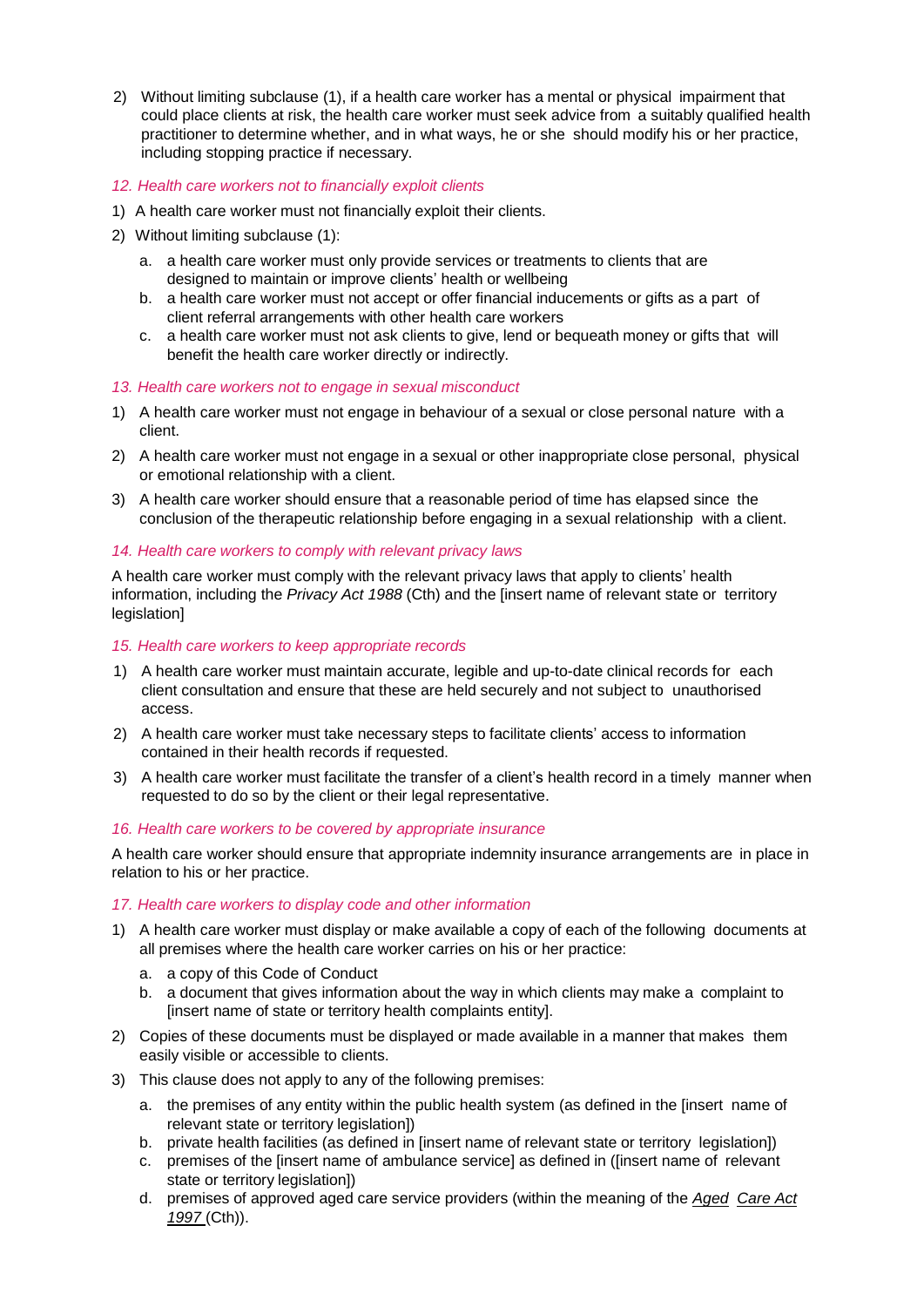2) Without limiting subclause (1), if a health care worker has a mental or physical impairment that could place clients at risk, the health care worker must seek advice from a suitably qualified health practitioner to determine whether, and in what ways, he or she should modify his or her practice, including stopping practice if necessary.

*12. Health care workers not to financially exploit clients*

1) A health care worker must not financially exploit their clients.
2) Without limiting subclause (1):
   a. a health care worker must only provide services or treatments to clients that are designed to maintain or improve clients' health or wellbeing
   b. a health care worker must not accept or offer financial inducements or gifts as a part of client referral arrangements with other health care workers
   c. a health care worker must not ask clients to give, lend or bequeath money or gifts that will benefit the health care worker directly or indirectly.

*13. Health care workers not to engage in sexual misconduct*

1) A health care worker must not engage in behaviour of a sexual or close personal nature with a client.
2) A health care worker must not engage in a sexual or other inappropriate close personal, physical or emotional relationship with a client.
3) A health care worker should ensure that a reasonable period of time has elapsed since the conclusion of the therapeutic relationship before engaging in a sexual relationship with a client.

*14. Health care workers to comply with relevant privacy laws*

A health care worker must comply with the relevant privacy laws that apply to clients' health information, including the *Privacy Act 1988* (Cth) and the [insert name of relevant state or territory legislation]

*15. Health care workers to keep appropriate records*

1) A health care worker must maintain accurate, legible and up-to-date clinical records for each client consultation and ensure that these are held securely and not subject to unauthorised access.
2) A health care worker must take necessary steps to facilitate clients' access to information contained in their health records if requested.
3) A health care worker must facilitate the transfer of a client's health record in a timely manner when requested to do so by the client or their legal representative.

*16. Health care workers to be covered by appropriate insurance*

A health care worker should ensure that appropriate indemnity insurance arrangements are in place in relation to his or her practice.

*17. Health care workers to display code and other information*

1) A health care worker must display or make available a copy of each of the following documents at all premises where the health care worker carries on his or her practice:
   a. a copy of this Code of Conduct
   b. a document that gives information about the way in which clients may make a complaint to [insert name of state or territory health complaints entity].
2) Copies of these documents must be displayed or made available in a manner that makes them easily visible or accessible to clients.
3) This clause does not apply to any of the following premises:
   a. the premises of any entity within the public health system (as defined in the [insert name of relevant state or territory legislation])
   b. private health facilities (as defined in [insert name of relevant state or territory legislation])
   c. premises of the [insert name of ambulance service] as defined in ([insert name of relevant state or territory legislation])
   d. premises of approved aged care service providers (within the meaning of the *Aged Care Act 1997* (Cth)).